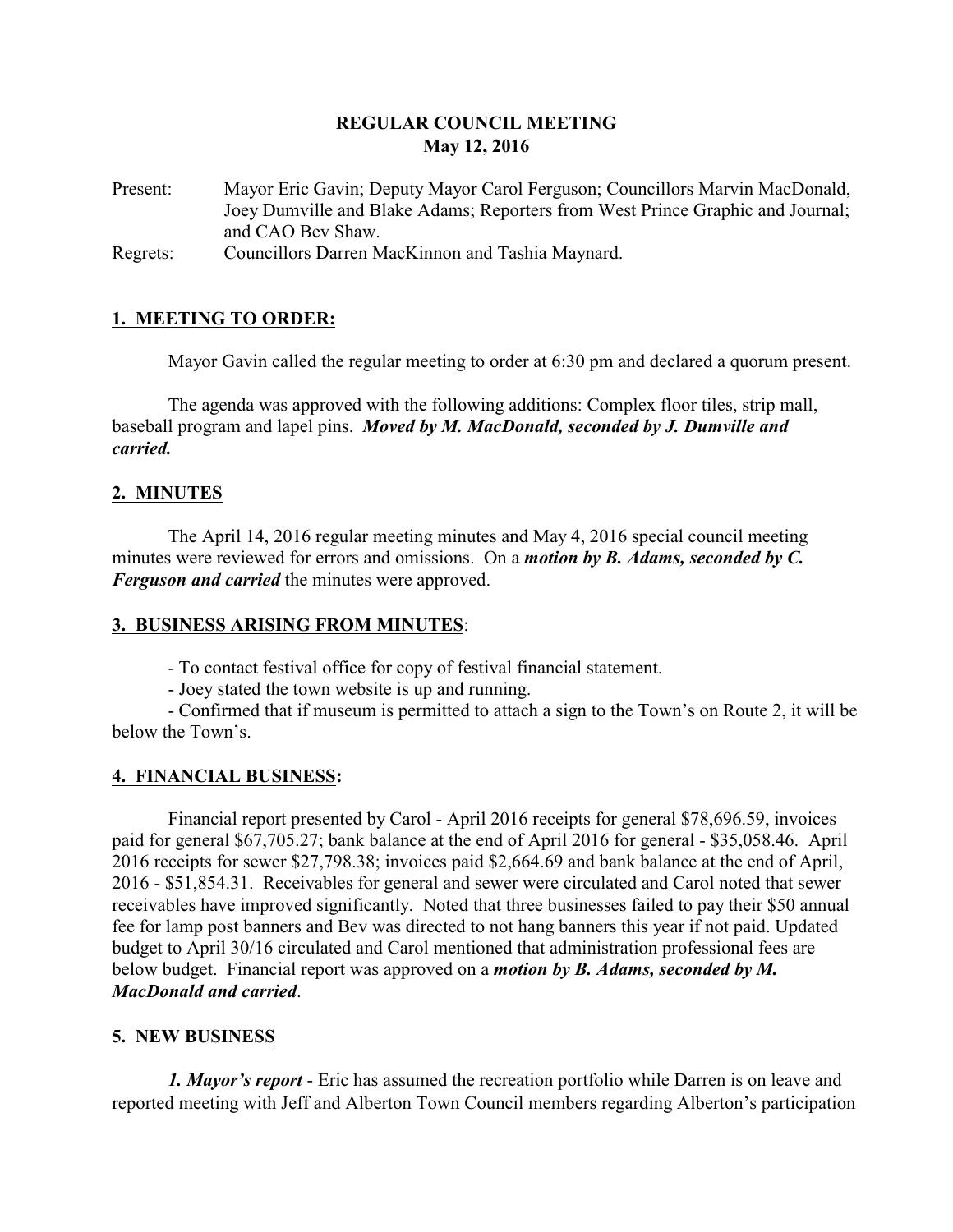**REGULAR COUNCIL MEETING**
**May 12, 2016**

Present: Mayor Eric Gavin; Deputy Mayor Carol Ferguson; Councillors Marvin MacDonald, Joey Dumville and Blake Adams; Reporters from West Prince Graphic and Journal; and CAO Bev Shaw.

Regrets: Councillors Darren MacKinnon and Tashia Maynard.

## 1. MEETING TO ORDER:

Mayor Gavin called the regular meeting to order at 6:30 pm and declared a quorum present.

The agenda was approved with the following additions: Complex floor tiles, strip mall, baseball program and lapel pins. ***Moved by M. MacDonald, seconded by J. Dumville and carried.***

## 2. MINUTES

The April 14, 2016 regular meeting minutes and May 4, 2016 special council meeting minutes were reviewed for errors and omissions. On a ***motion by B. Adams, seconded by C. Ferguson and carried*** the minutes were approved.

## 3. BUSINESS ARISING FROM MINUTES:

- To contact festival office for copy of festival financial statement.
- Joey stated the town website is up and running.
- Confirmed that if museum is permitted to attach a sign to the Town's on Route 2, it will be below the Town's.

## 4. FINANCIAL BUSINESS:

Financial report presented by Carol - April 2016 receipts for general $78,696.59, invoices paid for general $67,705.27; bank balance at the end of April 2016 for general - $35,058.46. April 2016 receipts for sewer $27,798.38; invoices paid $2,664.69 and bank balance at the end of April, 2016 - $51,854.31. Receivables for general and sewer were circulated and Carol noted that sewer receivables have improved significantly. Noted that three businesses failed to pay their $50 annual fee for lamp post banners and Bev was directed to not hang banners this year if not paid. Updated budget to April 30/16 circulated and Carol mentioned that administration professional fees are below budget. Financial report was approved on a ***motion by B. Adams, seconded by M. MacDonald and carried***.

## 5. NEW BUSINESS

***1. Mayor's report*** - Eric has assumed the recreation portfolio while Darren is on leave and reported meeting with Jeff and Alberton Town Council members regarding Alberton's participation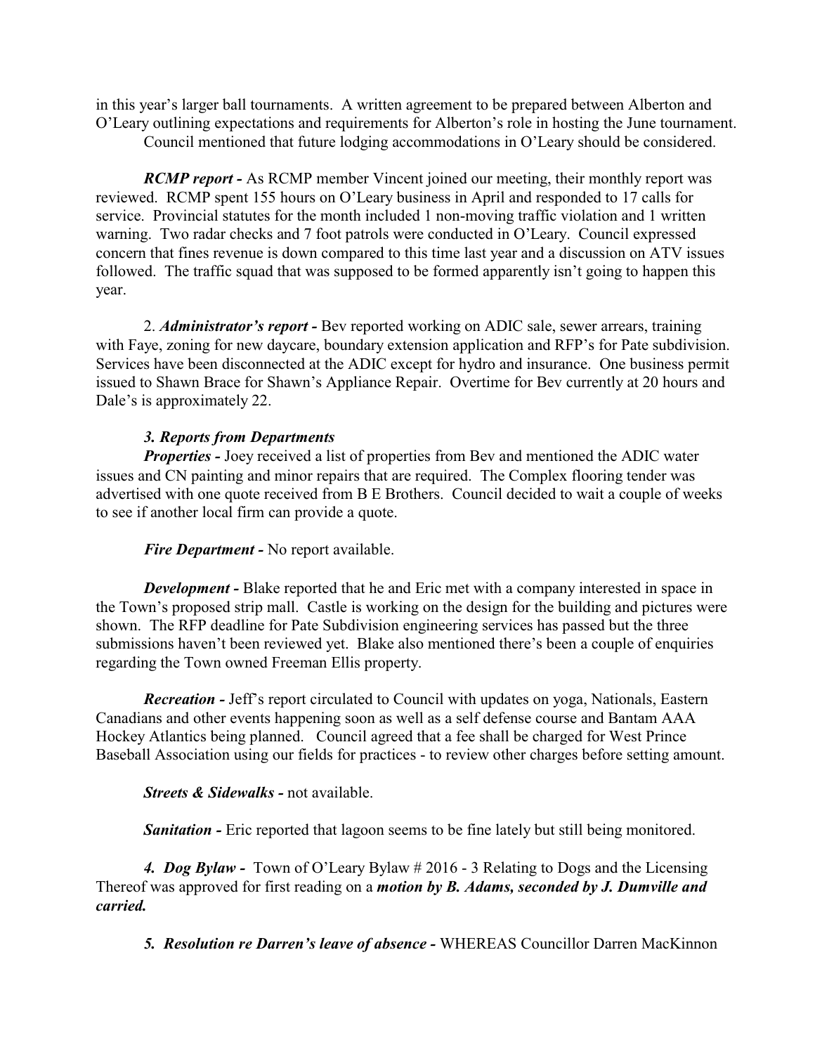in this year's larger ball tournaments. A written agreement to be prepared between Alberton and O'Leary outlining expectations and requirements for Alberton's role in hosting the June tournament. Council mentioned that future lodging accommodations in O'Leary should be considered.

***RCMP report -*** As RCMP member Vincent joined our meeting, their monthly report was reviewed. RCMP spent 155 hours on O'Leary business in April and responded to 17 calls for service. Provincial statutes for the month included 1 non-moving traffic violation and 1 written warning. Two radar checks and 7 foot patrols were conducted in O'Leary. Council expressed concern that fines revenue is down compared to this time last year and a discussion on ATV issues followed. The traffic squad that was supposed to be formed apparently isn't going to happen this year.

2. ***Administrator's report -*** Bev reported working on ADIC sale, sewer arrears, training with Faye, zoning for new daycare, boundary extension application and RFP's for Pate subdivision. Services have been disconnected at the ADIC except for hydro and insurance. One business permit issued to Shawn Brace for Shawn's Appliance Repair. Overtime for Bev currently at 20 hours and Dale's is approximately 22.

***3. Reports from Departments***

***Properties -*** Joey received a list of properties from Bev and mentioned the ADIC water issues and CN painting and minor repairs that are required. The Complex flooring tender was advertised with one quote received from B E Brothers. Council decided to wait a couple of weeks to see if another local firm can provide a quote.

***Fire Department -*** No report available.

***Development -*** Blake reported that he and Eric met with a company interested in space in the Town's proposed strip mall. Castle is working on the design for the building and pictures were shown. The RFP deadline for Pate Subdivision engineering services has passed but the three submissions haven't been reviewed yet. Blake also mentioned there's been a couple of enquiries regarding the Town owned Freeman Ellis property.

***Recreation -*** Jeff's report circulated to Council with updates on yoga, Nationals, Eastern Canadians and other events happening soon as well as a self defense course and Bantam AAA Hockey Atlantics being planned. Council agreed that a fee shall be charged for West Prince Baseball Association using our fields for practices - to review other charges before setting amount.

***Streets & Sidewalks -*** not available.

***Sanitation -*** Eric reported that lagoon seems to be fine lately but still being monitored.

***4. Dog Bylaw -*** Town of O'Leary Bylaw # 2016 - 3 Relating to Dogs and the Licensing Thereof was approved for first reading on a ***motion by B. Adams, seconded by J. Dumville and carried.***

***5. Resolution re Darren's leave of absence -*** WHEREAS Councillor Darren MacKinnon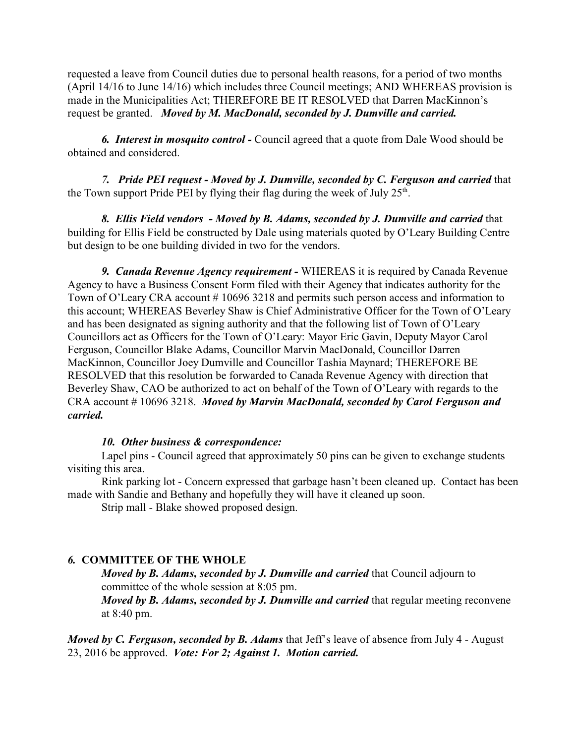requested a leave from Council duties due to personal health reasons, for a period of two months (April 14/16 to June 14/16) which includes three Council meetings; AND WHEREAS provision is made in the Municipalities Act; THEREFORE BE IT RESOLVED that Darren MacKinnon's request be granted. ***Moved by M. MacDonald, seconded by J. Dumville and carried.***

***6. Interest in mosquito control -*** Council agreed that a quote from Dale Wood should be obtained and considered.

***7. Pride PEI request - Moved by J. Dumville, seconded by C. Ferguson and carried*** that the Town support Pride PEI by flying their flag during the week of July 25th.

***8. Ellis Field vendors - Moved by B. Adams, seconded by J. Dumville and carried*** that building for Ellis Field be constructed by Dale using materials quoted by O'Leary Building Centre but design to be one building divided in two for the vendors.

***9. Canada Revenue Agency requirement -*** WHEREAS it is required by Canada Revenue Agency to have a Business Consent Form filed with their Agency that indicates authority for the Town of O'Leary CRA account # 10696 3218 and permits such person access and information to this account; WHEREAS Beverley Shaw is Chief Administrative Officer for the Town of O'Leary and has been designated as signing authority and that the following list of Town of O'Leary Councillors act as Officers for the Town of O'Leary: Mayor Eric Gavin, Deputy Mayor Carol Ferguson, Councillor Blake Adams, Councillor Marvin MacDonald, Councillor Darren MacKinnon, Councillor Joey Dumville and Councillor Tashia Maynard; THEREFORE BE RESOLVED that this resolution be forwarded to Canada Revenue Agency with direction that Beverley Shaw, CAO be authorized to act on behalf of the Town of O'Leary with regards to the CRA account # 10696 3218. ***Moved by Marvin MacDonald, seconded by Carol Ferguson and carried.***

***10. Other business & correspondence:***

Lapel pins - Council agreed that approximately 50 pins can be given to exchange students visiting this area.

Rink parking lot - Concern expressed that garbage hasn't been cleaned up. Contact has been made with Sandie and Bethany and hopefully they will have it cleaned up soon.

Strip mall - Blake showed proposed design.

## *6.* COMMITTEE OF THE WHOLE

***Moved by B. Adams, seconded by J. Dumville and carried*** that Council adjourn to committee of the whole session at 8:05 pm.

***Moved by B. Adams, seconded by J. Dumville and carried*** that regular meeting reconvene at 8:40 pm.

***Moved by C. Ferguson, seconded by B. Adams*** that Jeff's leave of absence from July 4 - August 23, 2016 be approved. ***Vote: For 2; Against 1. Motion carried.***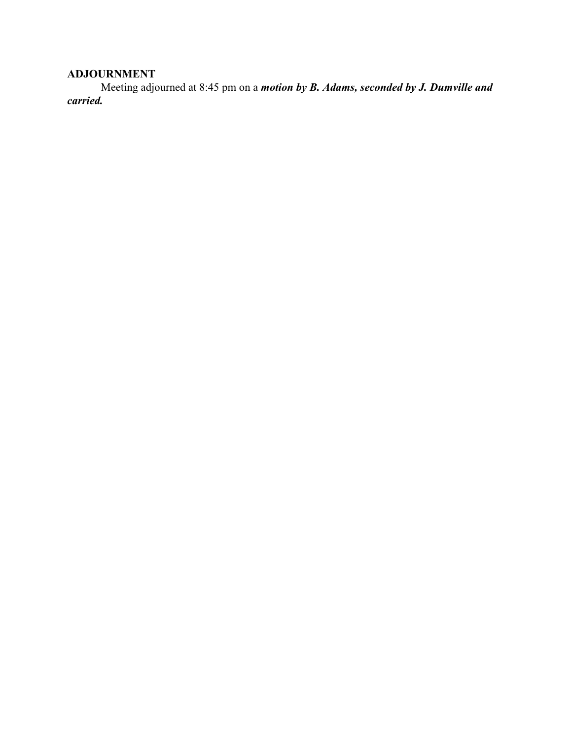**ADJOURNMENT**

Meeting adjourned at 8:45 pm on a ***motion by B. Adams, seconded by J. Dumville and carried.***